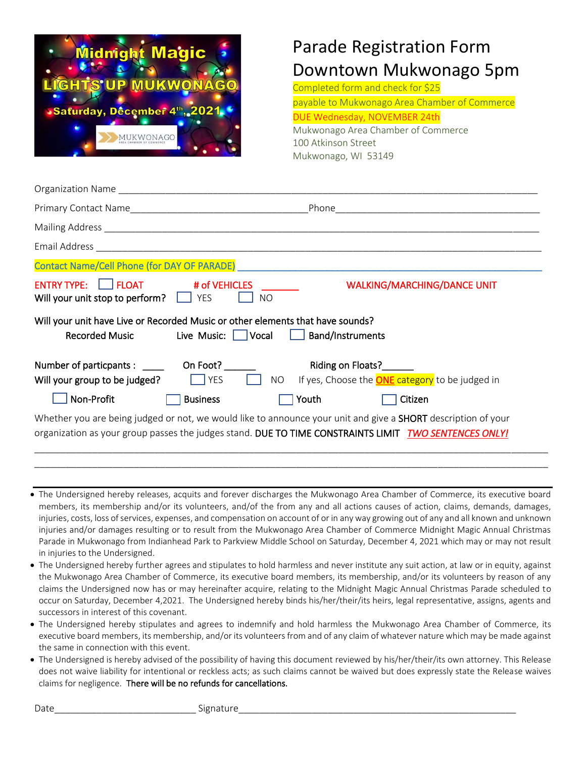Midnight Magic

LIGHTS UP MUKWONAGO

Saturday, December 4th, 2021

MUKWONAGO AREA CHAMBER OF COMMERCE

# Parade Registration Form
# Downtown Mukwonago 5pm

Completed form and check for $25
payable to Mukwonago Area Chamber of Commerce
DUE Wednesday, NOVEMBER 24th
Mukwonago Area Chamber of Commerce
100 Atkinson Street
Mukwonago, WI 53149

Organization Name ______________________________________________________________________________

Primary Contact Name_________________________________Phone______________________________________

Mailing Address _________________________________________________________________________________

Email Address ___________________________________________________________________________________

Contact Name/Cell Phone (for DAY OF PARADE) _____________________________________________________

ENTRY TYPE: ☐ FLOAT # of VEHICLES _______ WALKING/MARCHING/DANCE UNIT

Will your unit stop to perform? ☐ YES ☐ NO

Will your unit have Live or Recorded Music or other elements that have sounds?

Recorded Music Live Music: ☐ Vocal ☐ Band/Instruments

Number of particpants : ____ On Foot? ______ Riding on Floats?______

Will your group to be judged? ☐ YES ☐ NO If yes, Choose the **ONE** category to be judged in

☐ Non-Profit ☐ Business ☐ Youth ☐ Citizen

Whether you are being judged or not, we would like to announce your unit and give a **SHORT** description of your organization as your group passes the judges stand. DUE TO TIME CONSTRAINTS LIMIT ***TWO SENTENCES ONLY!***

_____________________________________________________________________________________________

_____________________________________________________________________________________________

- The Undersigned hereby releases, acquits and forever discharges the Mukwonago Area Chamber of Commerce, its executive board members, its membership and/or its volunteers, and/of the from any and all actions causes of action, claims, demands, damages, injuries, costs, loss of services, expenses, and compensation on account of or in any way growing out of any and all known and unknown injuries and/or damages resulting or to result from the Mukwonago Area Chamber of Commerce Midnight Magic Annual Christmas Parade in Mukwonago from Indianhead Park to Parkview Middle School on Saturday, December 4, 2021 which may or may not result in injuries to the Undersigned.
- The Undersigned hereby further agrees and stipulates to hold harmless and never institute any suit action, at law or in equity, against the Mukwonago Area Chamber of Commerce, its executive board members, its membership, and/or its volunteers by reason of any claims the Undersigned now has or may hereinafter acquire, relating to the Midnight Magic Annual Christmas Parade scheduled to occur on Saturday, December 4,2021. The Undersigned hereby binds his/her/their/its heirs, legal representative, assigns, agents and successors in interest of this covenant.
- The Undersigned hereby stipulates and agrees to indemnify and hold harmless the Mukwonago Area Chamber of Commerce, its executive board members, its membership, and/or its volunteers from and of any claim of whatever nature which may be made against the same in connection with this event.
- The Undersigned is hereby advised of the possibility of having this document reviewed by his/her/their/its own attorney. This Release does not waive liability for intentional or reckless acts; as such claims cannot be waived but does expressly state the Release waives claims for negligence. There will be no refunds for cancellations.

Date____________________________ Signature_______________________________________________________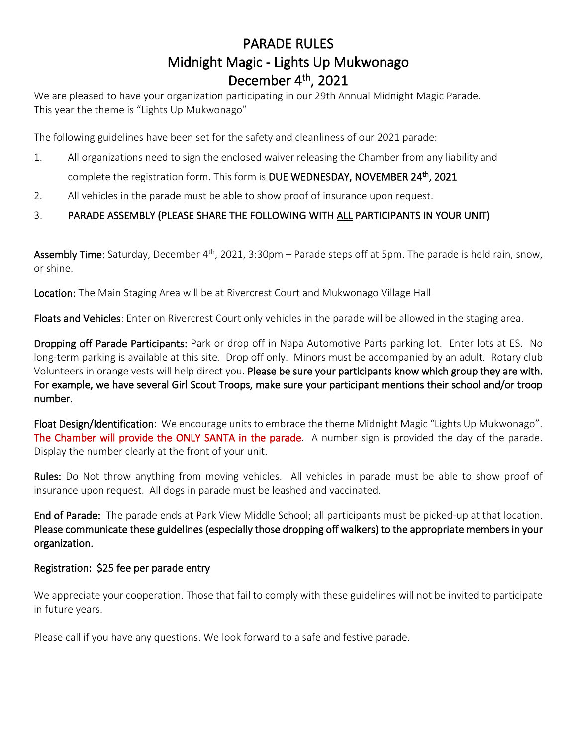# PARADE RULES
# Midnight Magic - Lights Up Mukwonago
# December 4th, 2021

We are pleased to have your organization participating in our 29th Annual Midnight Magic Parade. This year the theme is "Lights Up Mukwonago"

The following guidelines have been set for the safety and cleanliness of our 2021 parade:

1. All organizations need to sign the enclosed waiver releasing the Chamber from any liability and complete the registration form. This form is **DUE WEDNESDAY, NOVEMBER 24th, 2021**
2. All vehicles in the parade must be able to show proof of insurance upon request.
3. **PARADE ASSEMBLY (PLEASE SHARE THE FOLLOWING WITH ALL PARTICIPANTS IN YOUR UNIT)**

**Assembly Time:** Saturday, December 4th, 2021, 3:30pm – Parade steps off at 5pm. The parade is held rain, snow, or shine.

**Location:** The Main Staging Area will be at Rivercrest Court and Mukwonago Village Hall

**Floats and Vehicles**: Enter on Rivercrest Court only vehicles in the parade will be allowed in the staging area.

**Dropping off Parade Participants:** Park or drop off in Napa Automotive Parts parking lot. Enter lots at ES. No long-term parking is available at this site. Drop off only. Minors must be accompanied by an adult. Rotary club Volunteers in orange vests will help direct you. **Please be sure your participants know which group they are with. For example, we have several Girl Scout Troops, make sure your participant mentions their school and/or troop number.**

**Float Design/Identification**: We encourage units to embrace the theme Midnight Magic "Lights Up Mukwonago". The Chamber will provide the ONLY SANTA in the parade. A number sign is provided the day of the parade. Display the number clearly at the front of your unit.

**Rules:** Do Not throw anything from moving vehicles. All vehicles in parade must be able to show proof of insurance upon request. All dogs in parade must be leashed and vaccinated.

**End of Parade:** The parade ends at Park View Middle School; all participants must be picked-up at that location. **Please communicate these guidelines (especially those dropping off walkers) to the appropriate members in your organization.**

**Registration: $25 fee per parade entry**

We appreciate your cooperation. Those that fail to comply with these guidelines will not be invited to participate in future years.

Please call if you have any questions. We look forward to a safe and festive parade.